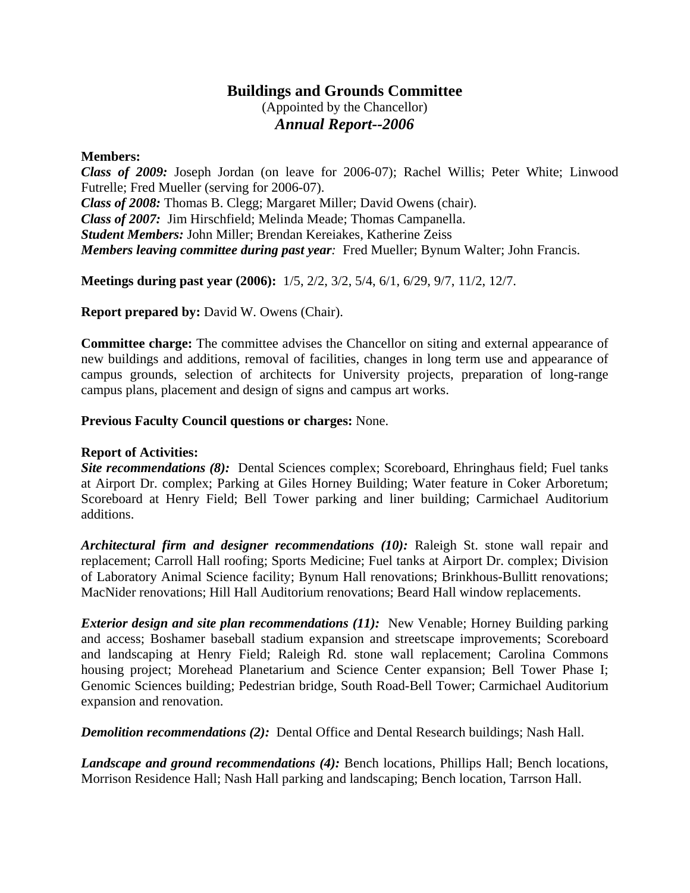# Buildings and Grounds Committee

(Appointed by the Chancellor)

***Annual Report--2006***

**Members:**

***Class of 2009:*** Joseph Jordan (on leave for 2006-07); Rachel Willis; Peter White; Linwood Futrelle; Fred Mueller (serving for 2006-07).

***Class of 2008:*** Thomas B. Clegg; Margaret Miller; David Owens (chair).

***Class of 2007:*** Jim Hirschfield; Melinda Meade; Thomas Campanella.

***Student Members:*** John Miller; Brendan Kereiakes, Katherine Zeiss

***Members leaving committee during past year:*** Fred Mueller; Bynum Walter; John Francis.

**Meetings during past year (2006):** 1/5, 2/2, 3/2, 5/4, 6/1, 6/29, 9/7, 11/2, 12/7.

**Report prepared by:** David W. Owens (Chair).

**Committee charge:** The committee advises the Chancellor on siting and external appearance of new buildings and additions, removal of facilities, changes in long term use and appearance of campus grounds, selection of architects for University projects, preparation of long-range campus plans, placement and design of signs and campus art works.

**Previous Faculty Council questions or charges:** None.

**Report of Activities:**

***Site recommendations (8):*** Dental Sciences complex; Scoreboard, Ehringhaus field; Fuel tanks at Airport Dr. complex; Parking at Giles Horney Building; Water feature in Coker Arboretum; Scoreboard at Henry Field; Bell Tower parking and liner building; Carmichael Auditorium additions.

***Architectural firm and designer recommendations (10):*** Raleigh St. stone wall repair and replacement; Carroll Hall roofing; Sports Medicine; Fuel tanks at Airport Dr. complex; Division of Laboratory Animal Science facility; Bynum Hall renovations; Brinkhous-Bullitt renovations; MacNider renovations; Hill Hall Auditorium renovations; Beard Hall window replacements.

***Exterior design and site plan recommendations (11):*** New Venable; Horney Building parking and access; Boshamer baseball stadium expansion and streetscape improvements; Scoreboard and landscaping at Henry Field; Raleigh Rd. stone wall replacement; Carolina Commons housing project; Morehead Planetarium and Science Center expansion; Bell Tower Phase I; Genomic Sciences building; Pedestrian bridge, South Road-Bell Tower; Carmichael Auditorium expansion and renovation.

***Demolition recommendations (2):*** Dental Office and Dental Research buildings; Nash Hall.

***Landscape and ground recommendations (4):*** Bench locations, Phillips Hall; Bench locations, Morrison Residence Hall; Nash Hall parking and landscaping; Bench location, Tarrson Hall.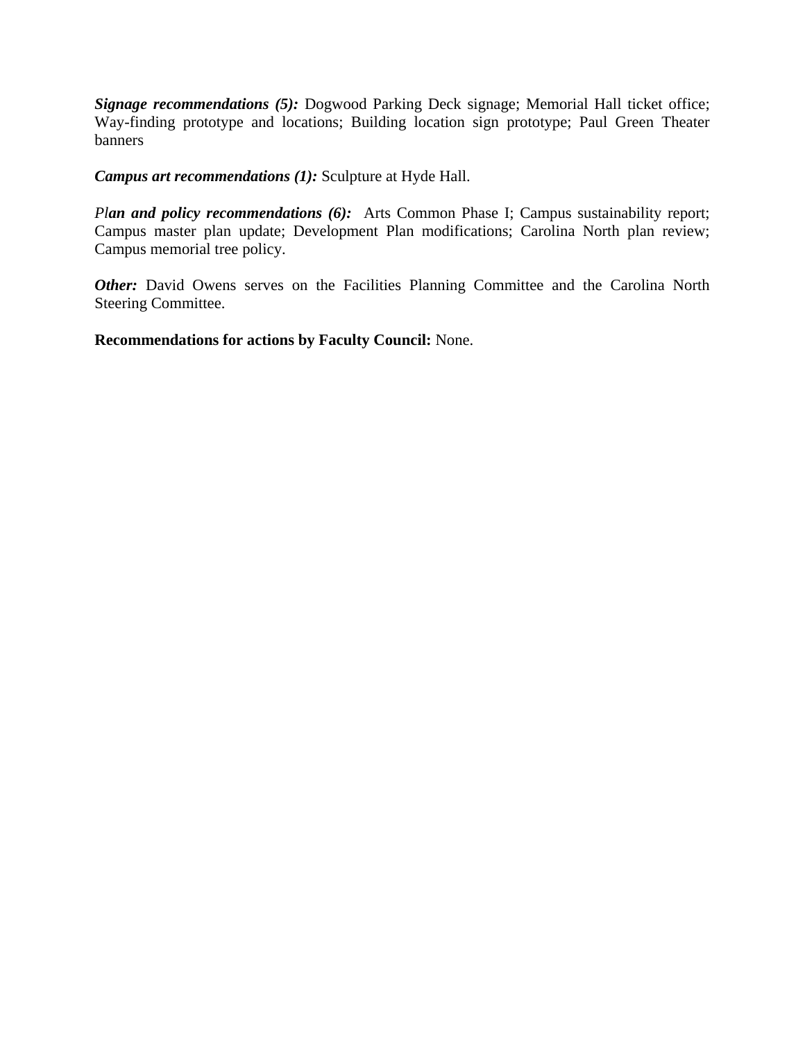***Signage recommendations (5):*** Dogwood Parking Deck signage; Memorial Hall ticket office; Way-finding prototype and locations; Building location sign prototype; Paul Green Theater banners

***Campus art recommendations (1):*** Sculpture at Hyde Hall.

***Plan and policy recommendations (6):*** Arts Common Phase I; Campus sustainability report; Campus master plan update; Development Plan modifications; Carolina North plan review; Campus memorial tree policy.

***Other:*** David Owens serves on the Facilities Planning Committee and the Carolina North Steering Committee.

**Recommendations for actions by Faculty Council:** None.